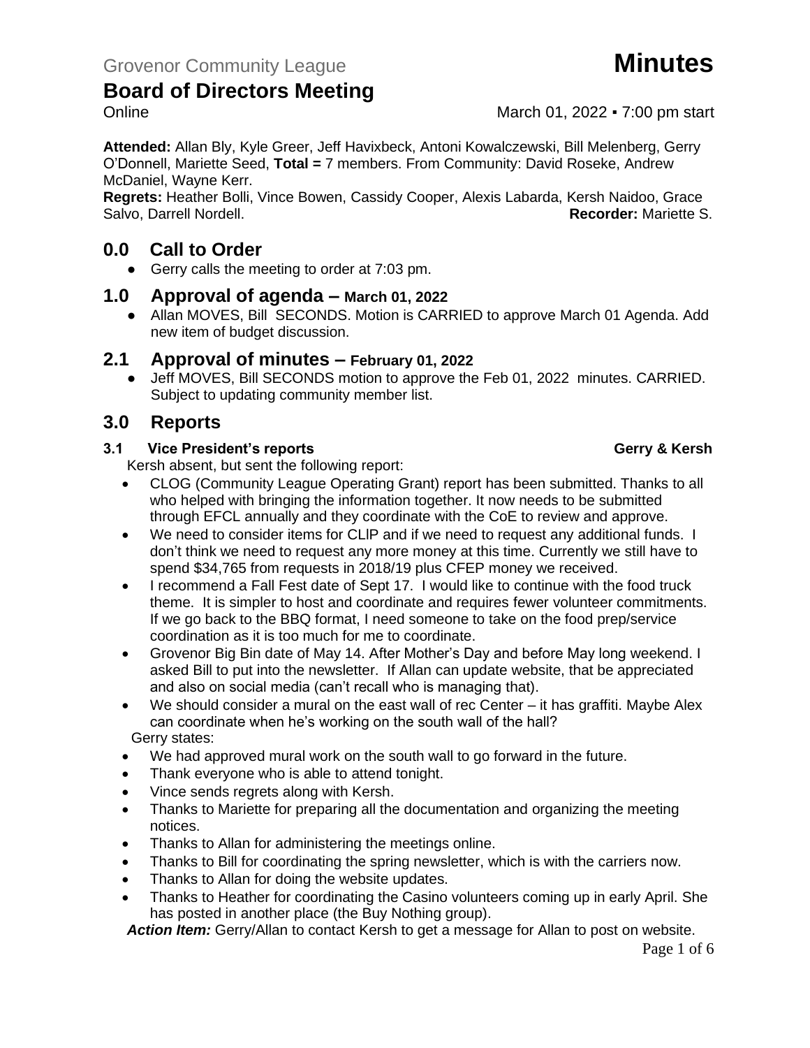Grovenor Community League **Minutes**

# Board of Directors Meeting

Online March 01, 2022 ▪ 7:00 pm start

**Attended:** Allan Bly, Kyle Greer, Jeff Havixbeck, Antoni Kowalczewski, Bill Melenberg, Gerry O'Donnell, Mariette Seed, **Total =** 7 members. From Community: David Roseke, Andrew McDaniel, Wayne Kerr.

**Regrets:** Heather Bolli, Vince Bowen, Cassidy Cooper, Alexis Labarda, Kersh Naidoo, Grace Salvo, Darrell Nordell. **Recorder:** Mariette S.

## 0.0 Call to Order

- Gerry calls the meeting to order at 7:03 pm.

## 1.0 Approval of agenda – March 01, 2022

- Allan MOVES, Bill SECONDS. Motion is CARRIED to approve March 01 Agenda. Add new item of budget discussion.

## 2.1 Approval of minutes – February 01, 2022

- Jeff MOVES, Bill SECONDS motion to approve the Feb 01, 2022 minutes. CARRIED. Subject to updating community member list.

## 3.0 Reports

### 3.1 Vice President's reports — Gerry & Kersh

Kersh absent, but sent the following report:

- CLOG (Community League Operating Grant) report has been submitted. Thanks to all who helped with bringing the information together. It now needs to be submitted through EFCL annually and they coordinate with the CoE to review and approve.
- We need to consider items for CLIP and if we need to request any additional funds. I don't think we need to request any more money at this time. Currently we still have to spend $34,765 from requests in 2018/19 plus CFEP money we received.
- I recommend a Fall Fest date of Sept 17. I would like to continue with the food truck theme. It is simpler to host and coordinate and requires fewer volunteer commitments. If we go back to the BBQ format, I need someone to take on the food prep/service coordination as it is too much for me to coordinate.
- Grovenor Big Bin date of May 14. After Mother's Day and before May long weekend. I asked Bill to put into the newsletter. If Allan can update website, that be appreciated and also on social media (can't recall who is managing that).
- We should consider a mural on the east wall of rec Center – it has graffiti. Maybe Alex can coordinate when he's working on the south wall of the hall?

Gerry states:

- We had approved mural work on the south wall to go forward in the future.
- Thank everyone who is able to attend tonight.
- Vince sends regrets along with Kersh.
- Thanks to Mariette for preparing all the documentation and organizing the meeting notices.
- Thanks to Allan for administering the meetings online.
- Thanks to Bill for coordinating the spring newsletter, which is with the carriers now.
- Thanks to Allan for doing the website updates.
- Thanks to Heather for coordinating the Casino volunteers coming up in early April. She has posted in another place (the Buy Nothing group).

***Action Item:*** Gerry/Allan to contact Kersh to get a message for Allan to post on website.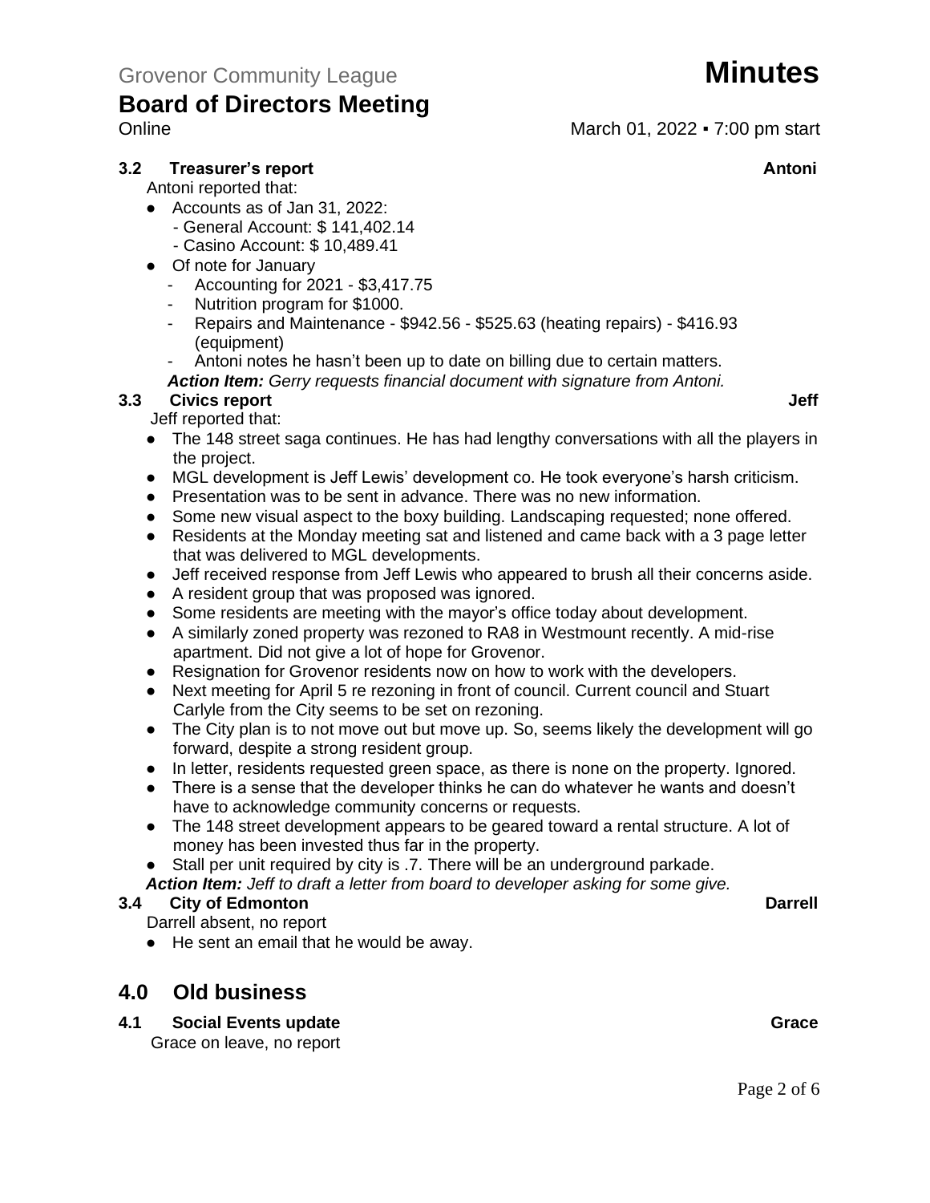Grovenor Community League

# Minutes

## Board of Directors Meeting

Online — March 01, 2022 ▪ 7:00 pm start

### 3.2 Treasurer's report — Antoni

Antoni reported that:

- Accounts as of Jan 31, 2022:
  - General Account: $ 141,402.14
  - Casino Account: $ 10,489.41
- Of note for January
  - Accounting for 2021 - $3,417.75
  - Nutrition program for $1000.
  - Repairs and Maintenance - $942.56 - $525.63 (heating repairs) - $416.93 (equipment)
  - Antoni notes he hasn't been up to date on billing due to certain matters.

***Action Item:*** *Gerry requests financial document with signature from Antoni.*

### 3.3 Civics report — Jeff

Jeff reported that:

- The 148 street saga continues. He has had lengthy conversations with all the players in the project.
- MGL development is Jeff Lewis' development co. He took everyone's harsh criticism.
- Presentation was to be sent in advance. There was no new information.
- Some new visual aspect to the boxy building. Landscaping requested; none offered.
- Residents at the Monday meeting sat and listened and came back with a 3 page letter that was delivered to MGL developments.
- Jeff received response from Jeff Lewis who appeared to brush all their concerns aside.
- A resident group that was proposed was ignored.
- Some residents are meeting with the mayor's office today about development.
- A similarly zoned property was rezoned to RA8 in Westmount recently. A mid-rise apartment. Did not give a lot of hope for Grovenor.
- Resignation for Grovenor residents now on how to work with the developers.
- Next meeting for April 5 re rezoning in front of council. Current council and Stuart Carlyle from the City seems to be set on rezoning.
- The City plan is to not move out but move up. So, seems likely the development will go forward, despite a strong resident group.
- In letter, residents requested green space, as there is none on the property. Ignored.
- There is a sense that the developer thinks he can do whatever he wants and doesn't have to acknowledge community concerns or requests.
- The 148 street development appears to be geared toward a rental structure. A lot of money has been invested thus far in the property.
- Stall per unit required by city is .7. There will be an underground parkade.

***Action Item:*** *Jeff to draft a letter from board to developer asking for some give.*

### 3.4 City of Edmonton — Darrell

Darrell absent, no report

- He sent an email that he would be away.

## 4.0 Old business

### 4.1 Social Events update — Grace

Grace on leave, no report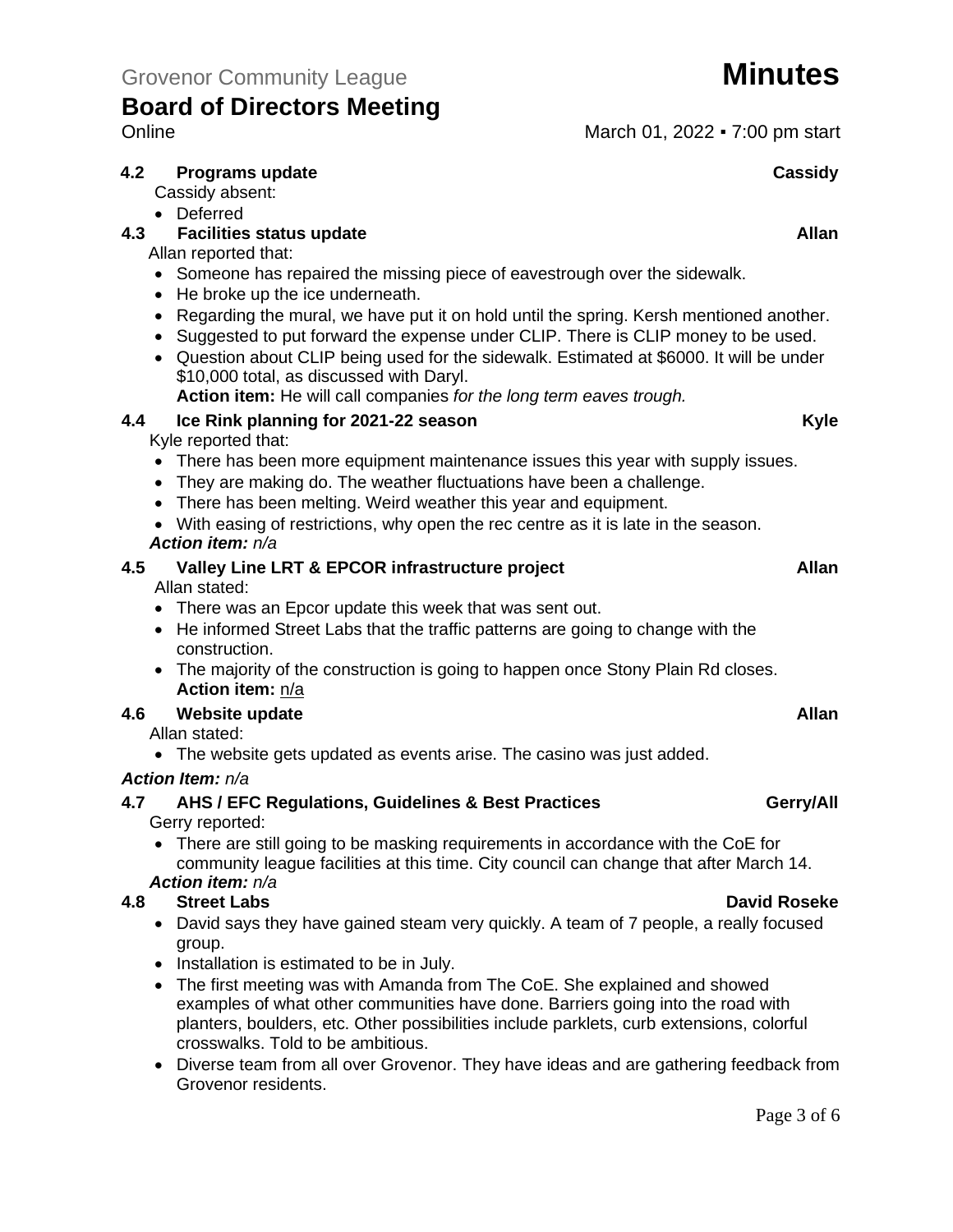Grovenor Community League **Minutes**

# Board of Directors Meeting

Online March 01, 2022 ▪ 7:00 pm start

### 4.2 Programs update — Cassidy

Cassidy absent:

- Deferred

### 4.3 Facilities status update — Allan

Allan reported that:

- Someone has repaired the missing piece of eavestrough over the sidewalk.
- He broke up the ice underneath.
- Regarding the mural, we have put it on hold until the spring. Kersh mentioned another.
- Suggested to put forward the expense under CLIP. There is CLIP money to be used.
- Question about CLIP being used for the sidewalk. Estimated at $6000. It will be under $10,000 total, as discussed with Daryl.
  **Action item:** He will call companies *for the long term eaves trough.*

### 4.4 Ice Rink planning for 2021-22 season — Kyle

Kyle reported that:

- There has been more equipment maintenance issues this year with supply issues.
- They are making do. The weather fluctuations have been a challenge.
- There has been melting. Weird weather this year and equipment.
- With easing of restrictions, why open the rec centre as it is late in the season.

***Action item:*** *n/a*

### 4.5 Valley Line LRT & EPCOR infrastructure project — Allan

Allan stated:

- There was an Epcor update this week that was sent out.
- He informed Street Labs that the traffic patterns are going to change with the construction.
- The majority of the construction is going to happen once Stony Plain Rd closes.
  **Action item:** n/a

### 4.6 Website update — Allan

Allan stated:

- The website gets updated as events arise. The casino was just added.

***Action Item:*** *n/a*

### 4.7 AHS / EFC Regulations, Guidelines & Best Practices — Gerry/All

Gerry reported:

- There are still going to be masking requirements in accordance with the CoE for community league facilities at this time. City council can change that after March 14.

***Action item:*** *n/a*

### 4.8 Street Labs — David Roseke

- David says they have gained steam very quickly. A team of 7 people, a really focused group.
- Installation is estimated to be in July.
- The first meeting was with Amanda from The CoE. She explained and showed examples of what other communities have done. Barriers going into the road with planters, boulders, etc. Other possibilities include parklets, curb extensions, colorful crosswalks. Told to be ambitious.
- Diverse team from all over Grovenor. They have ideas and are gathering feedback from Grovenor residents.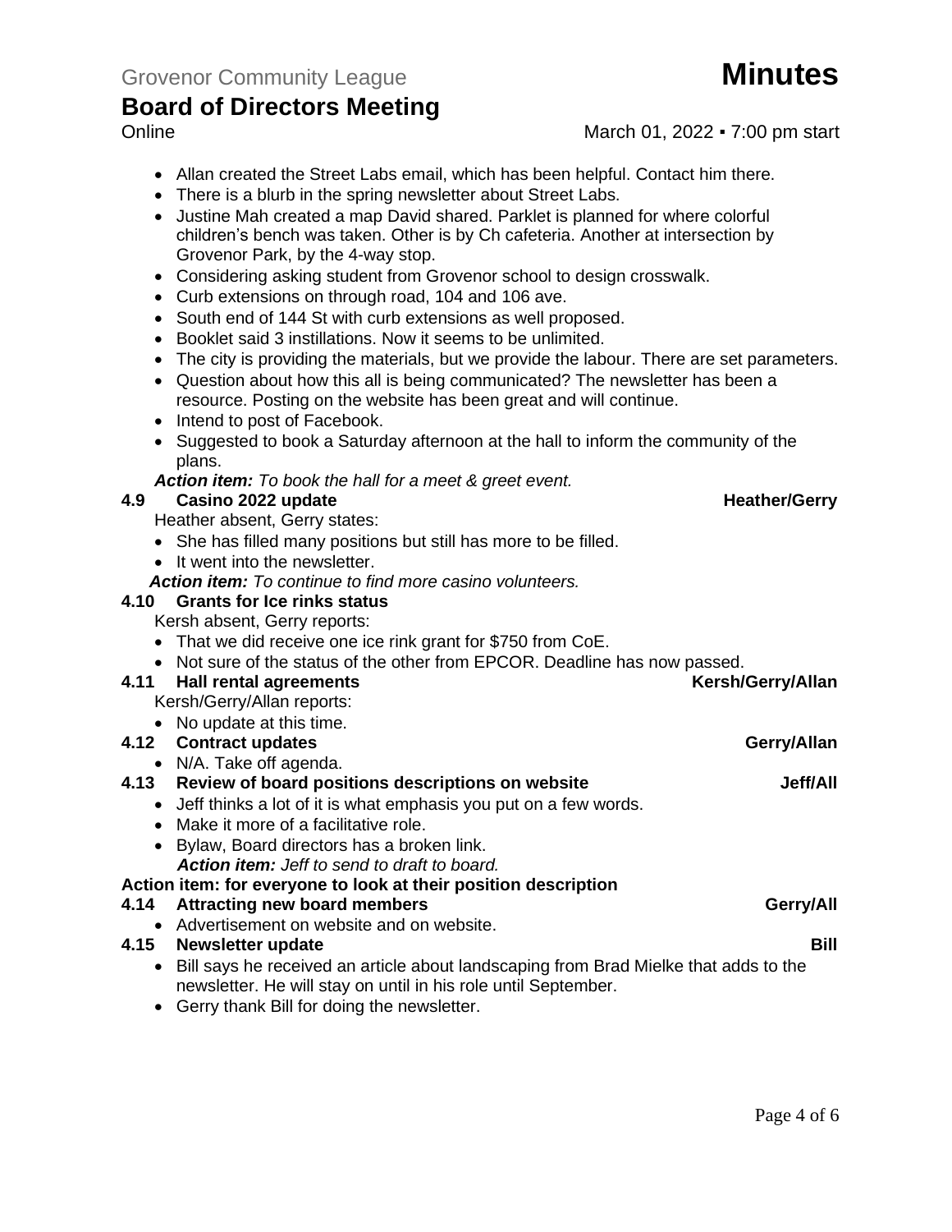- Allan created the Street Labs email, which has been helpful. Contact him there.
- There is a blurb in the spring newsletter about Street Labs.
- Justine Mah created a map David shared. Parklet is planned for where colorful children's bench was taken. Other is by Ch cafeteria. Another at intersection by Grovenor Park, by the 4-way stop.
- Considering asking student from Grovenor school to design crosswalk.
- Curb extensions on through road, 104 and 106 ave.
- South end of 144 St with curb extensions as well proposed.
- Booklet said 3 instillations. Now it seems to be unlimited.
- The city is providing the materials, but we provide the labour. There are set parameters.
- Question about how this all is being communicated? The newsletter has been a resource. Posting on the website has been great and will continue.
- Intend to post of Facebook.
- Suggested to book a Saturday afternoon at the hall to inform the community of the plans.

***Action item:*** *To book the hall for a meet & greet event.*

**4.9 Casino 2022 update** **Heather/Gerry**

Heather absent, Gerry states:

- She has filled many positions but still has more to be filled.
- It went into the newsletter.

***Action item:*** *To continue to find more casino volunteers.*

**4.10 Grants for Ice rinks status**

Kersh absent, Gerry reports:

- That we did receive one ice rink grant for $750 from CoE.
- Not sure of the status of the other from EPCOR. Deadline has now passed.

**4.11 Hall rental agreements** **Kersh/Gerry/Allan**

Kersh/Gerry/Allan reports:

- No update at this time.

**4.12 Contract updates** **Gerry/Allan**

- N/A. Take off agenda.

**4.13 Review of board positions descriptions on website** **Jeff/All**

- Jeff thinks a lot of it is what emphasis you put on a few words.
- Make it more of a facilitative role.
- Bylaw, Board directors has a broken link.

***Action item:*** *Jeff to send to draft to board.*

**Action item: for everyone to look at their position description**

**4.14 Attracting new board members** **Gerry/All**

- Advertisement on website and on website.

**4.15 Newsletter update** **Bill**

- Bill says he received an article about landscaping from Brad Mielke that adds to the newsletter. He will stay on until in his role until September.
- Gerry thank Bill for doing the newsletter.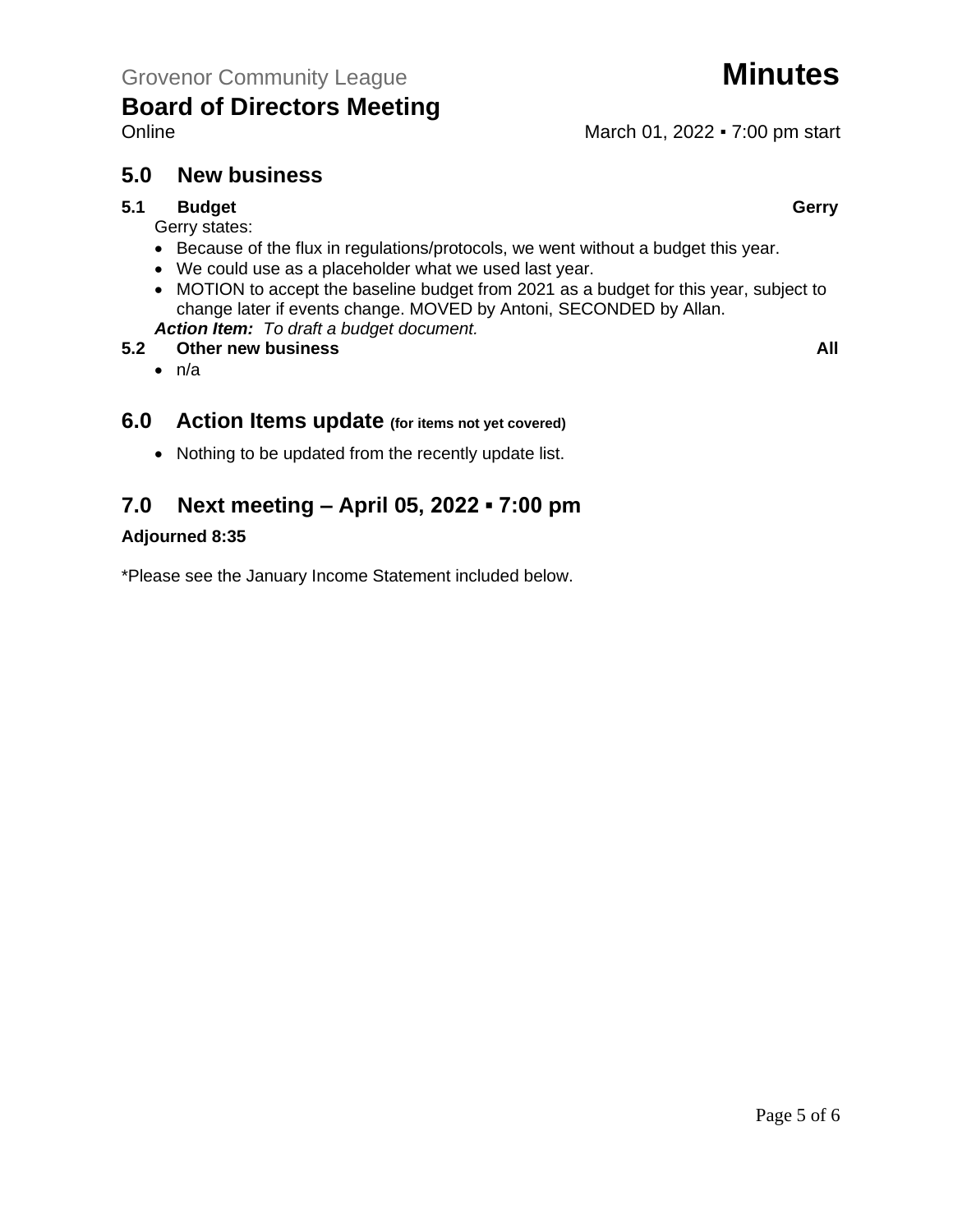Grovenor Community League

# Minutes

## Board of Directors Meeting

Online — March 01, 2022 ▪ 7:00 pm start

## 5.0 New business

### 5.1 Budget — Gerry

Gerry states:

- Because of the flux in regulations/protocols, we went without a budget this year.
- We could use as a placeholder what we used last year.
- MOTION to accept the baseline budget from 2021 as a budget for this year, subject to change later if events change. MOVED by Antoni, SECONDED by Allan.

***Action Item:*** *To draft a budget document.*

### 5.2 Other new business — All

- n/a

## 6.0 Action Items update (for items not yet covered)

- Nothing to be updated from the recently update list.

## 7.0 Next meeting – April 05, 2022 ▪ 7:00 pm

**Adjourned 8:35**

*Please see the January Income Statement included below.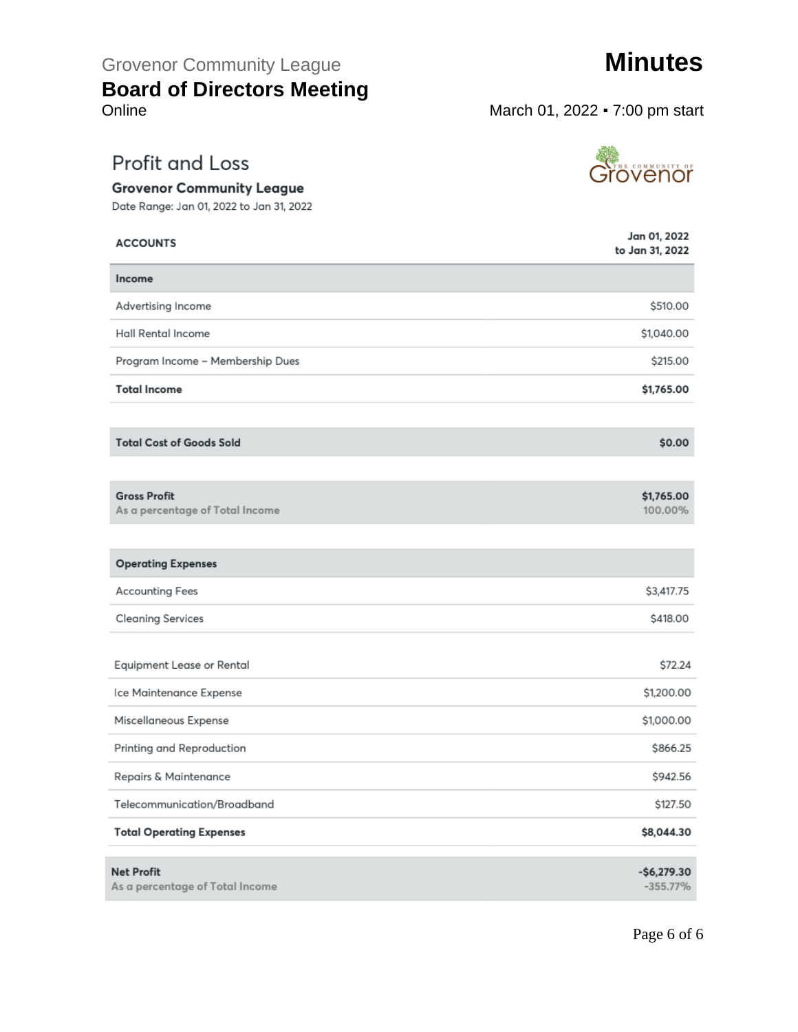# Profit and Loss

**Grovenor Community League**

Date Range: Jan 01, 2022 to Jan 31, 2022

| ACCOUNTS | Jan 01, 2022 to Jan 31, 2022 |
|---|---|
| **Income** | |
| Advertising Income | $510.00 |
| Hall Rental Income | $1,040.00 |
| Program Income – Membership Dues | $215.00 |
| **Total Income** | **$1,765.00** |
| **Total Cost of Goods Sold** | **$0.00** |
| **Gross Profit** | **$1,765.00** |
| As a percentage of Total Income | 100.00% |
| **Operating Expenses** | |
| Accounting Fees | $3,417.75 |
| Cleaning Services | $418.00 |
| Equipment Lease or Rental | $72.24 |
| Ice Maintenance Expense | $1,200.00 |
| Miscellaneous Expense | $1,000.00 |
| Printing and Reproduction | $866.25 |
| Repairs & Maintenance | $942.56 |
| Telecommunication/Broadband | $127.50 |
| **Total Operating Expenses** | **$8,044.30** |
| **Net Profit** | **-$6,279.30** |
| As a percentage of Total Income | -355.77% |